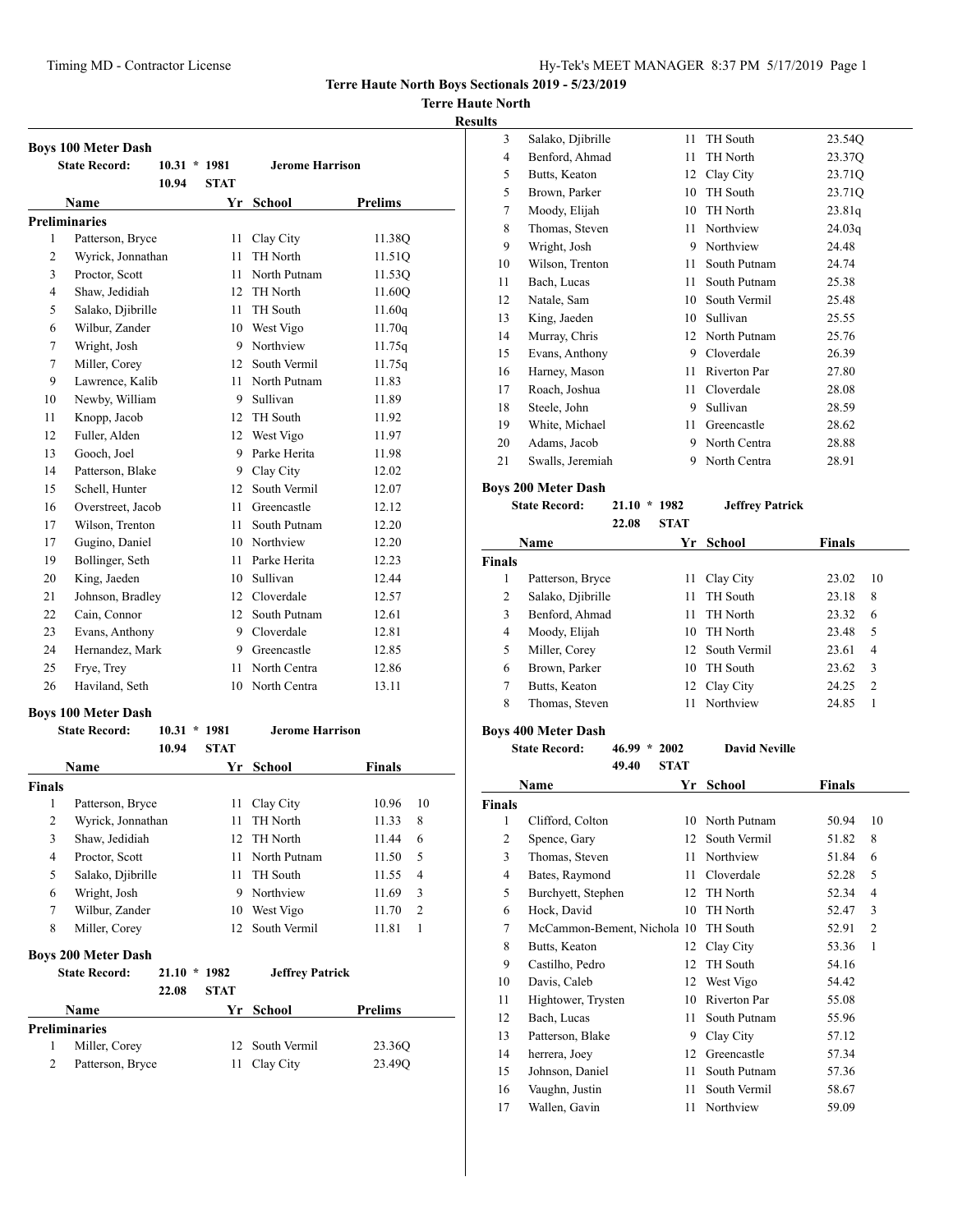## Terre Haute North Boys Sectionals 2019 - 5/23/2019

**Terre Haute North**

**Results**

### Boys 100 Meter Dash

**State Record:** 10.31 * 1981 **Jerome Harrison**
10.94 **STAT**

| | Name | Yr | School | Prelims |
|---|---|---|---|---|
| **Preliminaries** | | | | |
| 1 | Patterson, Bryce | 11 | Clay City | 11.38Q |
| 2 | Wyrick, Jonnathan | 11 | TH North | 11.51Q |
| 3 | Proctor, Scott | 11 | North Putnam | 11.53Q |
| 4 | Shaw, Jedidiah | 12 | TH North | 11.60Q |
| 5 | Salako, Djibrille | 11 | TH South | 11.60q |
| 6 | Wilbur, Zander | 10 | West Vigo | 11.70q |
| 7 | Wright, Josh | 9 | Northview | 11.75q |
| 7 | Miller, Corey | 12 | South Vermil | 11.75q |
| 9 | Lawrence, Kalib | 11 | North Putnam | 11.83 |
| 10 | Newby, William | 9 | Sullivan | 11.89 |
| 11 | Knopp, Jacob | 12 | TH South | 11.92 |
| 12 | Fuller, Alden | 12 | West Vigo | 11.97 |
| 13 | Gooch, Joel | 9 | Parke Herita | 11.98 |
| 14 | Patterson, Blake | 9 | Clay City | 12.02 |
| 15 | Schell, Hunter | 12 | South Vermil | 12.07 |
| 16 | Overstreet, Jacob | 11 | Greencastle | 12.12 |
| 17 | Wilson, Trenton | 11 | South Putnam | 12.20 |
| 17 | Gugino, Daniel | 10 | Northview | 12.20 |
| 19 | Bollinger, Seth | 11 | Parke Herita | 12.23 |
| 20 | King, Jaeden | 10 | Sullivan | 12.44 |
| 21 | Johnson, Bradley | 12 | Cloverdale | 12.57 |
| 22 | Cain, Connor | 12 | South Putnam | 12.61 |
| 23 | Evans, Anthony | 9 | Cloverdale | 12.81 |
| 24 | Hernandez, Mark | 9 | Greencastle | 12.85 |
| 25 | Frye, Trey | 11 | North Centra | 12.86 |
| 26 | Haviland, Seth | 10 | North Centra | 13.11 |

### Boys 100 Meter Dash

**State Record:** 10.31 * 1981 **Jerome Harrison**
10.94 **STAT**

| | Name | Yr | School | Finals | |
|---|---|---|---|---|---|
| **Finals** | | | | | |
| 1 | Patterson, Bryce | 11 | Clay City | 10.96 | 10 |
| 2 | Wyrick, Jonnathan | 11 | TH North | 11.33 | 8 |
| 3 | Shaw, Jedidiah | 12 | TH North | 11.44 | 6 |
| 4 | Proctor, Scott | 11 | North Putnam | 11.50 | 5 |
| 5 | Salako, Djibrille | 11 | TH South | 11.55 | 4 |
| 6 | Wright, Josh | 9 | Northview | 11.69 | 3 |
| 7 | Wilbur, Zander | 10 | West Vigo | 11.70 | 2 |
| 8 | Miller, Corey | 12 | South Vermil | 11.81 | 1 |

### Boys 200 Meter Dash

**State Record:** 21.10 * 1982 **Jeffrey Patrick**
22.08 **STAT**

| | Name | Yr | School | Prelims |
|---|---|---|---|---|
| **Preliminaries** | | | | |
| 1 | Miller, Corey | 12 | South Vermil | 23.36Q |
| 2 | Patterson, Bryce | 11 | Clay City | 23.49Q |
| 3 | Salako, Djibrille | 11 | TH South | 23.54Q |
| 4 | Benford, Ahmad | 11 | TH North | 23.37Q |
| 5 | Butts, Keaton | 12 | Clay City | 23.71Q |
| 5 | Brown, Parker | 10 | TH South | 23.71Q |
| 7 | Moody, Elijah | 10 | TH North | 23.81q |
| 8 | Thomas, Steven | 11 | Northview | 24.03q |
| 9 | Wright, Josh | 9 | Northview | 24.48 |
| 10 | Wilson, Trenton | 11 | South Putnam | 24.74 |
| 11 | Bach, Lucas | 11 | South Putnam | 25.38 |
| 12 | Natale, Sam | 10 | South Vermil | 25.48 |
| 13 | King, Jaeden | 10 | Sullivan | 25.55 |
| 14 | Murray, Chris | 12 | North Putnam | 25.76 |
| 15 | Evans, Anthony | 9 | Cloverdale | 26.39 |
| 16 | Harney, Mason | 11 | Riverton Par | 27.80 |
| 17 | Roach, Joshua | 11 | Cloverdale | 28.08 |
| 18 | Steele, John | 9 | Sullivan | 28.59 |
| 19 | White, Michael | 11 | Greencastle | 28.62 |
| 20 | Adams, Jacob | 9 | North Centra | 28.88 |
| 21 | Swalls, Jeremiah | 9 | North Centra | 28.91 |

### Boys 200 Meter Dash

**State Record:** 21.10 * 1982 **Jeffrey Patrick**
22.08 **STAT**

| | Name | Yr | School | Finals | |
|---|---|---|---|---|---|
| **Finals** | | | | | |
| 1 | Patterson, Bryce | 11 | Clay City | 23.02 | 10 |
| 2 | Salako, Djibrille | 11 | TH South | 23.18 | 8 |
| 3 | Benford, Ahmad | 11 | TH North | 23.32 | 6 |
| 4 | Moody, Elijah | 10 | TH North | 23.48 | 5 |
| 5 | Miller, Corey | 12 | South Vermil | 23.61 | 4 |
| 6 | Brown, Parker | 10 | TH South | 23.62 | 3 |
| 7 | Butts, Keaton | 12 | Clay City | 24.25 | 2 |
| 8 | Thomas, Steven | 11 | Northview | 24.85 | 1 |

### Boys 400 Meter Dash

**State Record:** 46.99 * 2002 **David Neville**
49.40 **STAT**

| | Name | Yr | School | Finals | |
|---|---|---|---|---|---|
| **Finals** | | | | | |
| 1 | Clifford, Colton | 10 | North Putnam | 50.94 | 10 |
| 2 | Spence, Gary | 12 | South Vermil | 51.82 | 8 |
| 3 | Thomas, Steven | 11 | Northview | 51.84 | 6 |
| 4 | Bates, Raymond | 11 | Cloverdale | 52.28 | 5 |
| 5 | Burchyett, Stephen | 12 | TH North | 52.34 | 4 |
| 6 | Hock, David | 10 | TH North | 52.47 | 3 |
| 7 | McCammon-Bement, Nichola | 10 | TH South | 52.91 | 2 |
| 8 | Butts, Keaton | 12 | Clay City | 53.36 | 1 |
| 9 | Castilho, Pedro | 12 | TH South | 54.16 | |
| 10 | Davis, Caleb | 12 | West Vigo | 54.42 | |
| 11 | Hightower, Trysten | 10 | Riverton Par | 55.08 | |
| 12 | Bach, Lucas | 11 | South Putnam | 55.96 | |
| 13 | Patterson, Blake | 9 | Clay City | 57.12 | |
| 14 | herrera, Joey | 12 | Greencastle | 57.34 | |
| 15 | Johnson, Daniel | 11 | South Putnam | 57.36 | |
| 16 | Vaughn, Justin | 11 | South Vermil | 58.67 | |
| 17 | Wallen, Gavin | 11 | Northview | 59.09 | |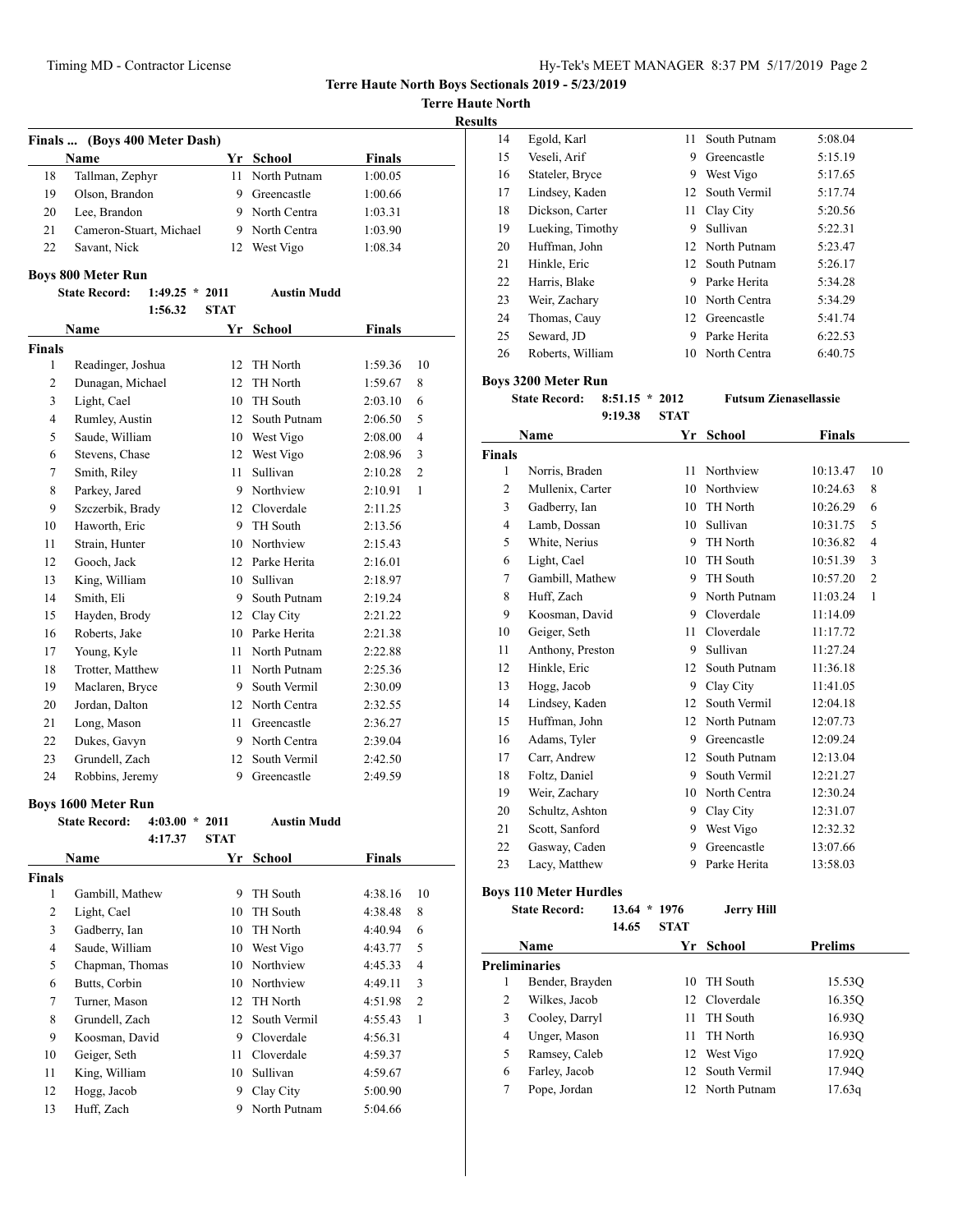# Terre Haute North Boys Sectionals 2019 - 5/23/2019

**Terre Haute North**

**Results**

### Finals ... (Boys 400 Meter Dash)

| | Name | Yr | School | Finals |
|---|---|---|---|---|
| 18 | Tallman, Zephyr | 11 | North Putnam | 1:00.05 |
| 19 | Olson, Brandon | 9 | Greencastle | 1:00.66 |
| 20 | Lee, Brandon | 9 | North Centra | 1:03.31 |
| 21 | Cameron-Stuart, Michael | 9 | North Centra | 1:03.90 |
| 22 | Savant, Nick | 12 | West Vigo | 1:08.34 |

### Boys 800 Meter Run

**State Record:** 1:49.25 * 2011 **Austin Mudd**

1:56.32 **STAT**

| | Name | Yr | School | Finals | |
|---|---|---|---|---|---|
| **Finals** | | | | | |
| 1 | Readinger, Joshua | 12 | TH North | 1:59.36 | 10 |
| 2 | Dunagan, Michael | 12 | TH North | 1:59.67 | 8 |
| 3 | Light, Cael | 10 | TH South | 2:03.10 | 6 |
| 4 | Rumley, Austin | 12 | South Putnam | 2:06.50 | 5 |
| 5 | Saude, William | 10 | West Vigo | 2:08.00 | 4 |
| 6 | Stevens, Chase | 12 | West Vigo | 2:08.96 | 3 |
| 7 | Smith, Riley | 11 | Sullivan | 2:10.28 | 2 |
| 8 | Parkey, Jared | 9 | Northview | 2:10.91 | 1 |
| 9 | Szczerbik, Brady | 12 | Cloverdale | 2:11.25 | |
| 10 | Haworth, Eric | 9 | TH South | 2:13.56 | |
| 11 | Strain, Hunter | 10 | Northview | 2:15.43 | |
| 12 | Gooch, Jack | 12 | Parke Herita | 2:16.01 | |
| 13 | King, William | 10 | Sullivan | 2:18.97 | |
| 14 | Smith, Eli | 9 | South Putnam | 2:19.24 | |
| 15 | Hayden, Brody | 12 | Clay City | 2:21.22 | |
| 16 | Roberts, Jake | 10 | Parke Herita | 2:21.38 | |
| 17 | Young, Kyle | 11 | North Putnam | 2:22.88 | |
| 18 | Trotter, Matthew | 11 | North Putnam | 2:25.36 | |
| 19 | Maclaren, Bryce | 9 | South Vermil | 2:30.09 | |
| 20 | Jordan, Dalton | 12 | North Centra | 2:32.55 | |
| 21 | Long, Mason | 11 | Greencastle | 2:36.27 | |
| 22 | Dukes, Gavyn | 9 | North Centra | 2:39.04 | |
| 23 | Grundell, Zach | 12 | South Vermil | 2:42.50 | |
| 24 | Robbins, Jeremy | 9 | Greencastle | 2:49.59 | |

### Boys 1600 Meter Run

**State Record:** 4:03.00 * 2011 **Austin Mudd**

4:17.37 **STAT**

| | Name | Yr | School | Finals | |
|---|---|---|---|---|---|
| **Finals** | | | | | |
| 1 | Gambill, Mathew | 9 | TH South | 4:38.16 | 10 |
| 2 | Light, Cael | 10 | TH South | 4:38.48 | 8 |
| 3 | Gadberry, Ian | 10 | TH North | 4:40.94 | 6 |
| 4 | Saude, William | 10 | West Vigo | 4:43.77 | 5 |
| 5 | Chapman, Thomas | 10 | Northview | 4:45.33 | 4 |
| 6 | Butts, Corbin | 10 | Northview | 4:49.11 | 3 |
| 7 | Turner, Mason | 12 | TH North | 4:51.98 | 2 |
| 8 | Grundell, Zach | 12 | South Vermil | 4:55.43 | 1 |
| 9 | Koosman, David | 9 | Cloverdale | 4:56.31 | |
| 10 | Geiger, Seth | 11 | Cloverdale | 4:59.37 | |
| 11 | King, William | 10 | Sullivan | 4:59.67 | |
| 12 | Hogg, Jacob | 9 | Clay City | 5:00.90 | |
| 13 | Huff, Zach | 9 | North Putnam | 5:04.66 | |
| 14 | Egold, Karl | 11 | South Putnam | 5:08.04 | |
| 15 | Veseli, Arif | 9 | Greencastle | 5:15.19 | |
| 16 | Stateler, Bryce | 9 | West Vigo | 5:17.65 | |
| 17 | Lindsey, Kaden | 12 | South Vermil | 5:17.74 | |
| 18 | Dickson, Carter | 11 | Clay City | 5:20.56 | |
| 19 | Lueking, Timothy | 9 | Sullivan | 5:22.31 | |
| 20 | Huffman, John | 12 | North Putnam | 5:23.47 | |
| 21 | Hinkle, Eric | 12 | South Putnam | 5:26.17 | |
| 22 | Harris, Blake | 9 | Parke Herita | 5:34.28 | |
| 23 | Weir, Zachary | 10 | North Centra | 5:34.29 | |
| 24 | Thomas, Cauy | 12 | Greencastle | 5:41.74 | |
| 25 | Seward, JD | 9 | Parke Herita | 6:22.53 | |
| 26 | Roberts, William | 10 | North Centra | 6:40.75 | |

### Boys 3200 Meter Run

**State Record:** 8:51.15 * 2012 **Futsum Zienasellassie**

9:19.38 **STAT**

| | Name | Yr | School | Finals | |
|---|---|---|---|---|---|
| **Finals** | | | | | |
| 1 | Norris, Braden | 11 | Northview | 10:13.47 | 10 |
| 2 | Mullenix, Carter | 10 | Northview | 10:24.63 | 8 |
| 3 | Gadberry, Ian | 10 | TH North | 10:26.29 | 6 |
| 4 | Lamb, Dossan | 10 | Sullivan | 10:31.75 | 5 |
| 5 | White, Nerius | 9 | TH North | 10:36.82 | 4 |
| 6 | Light, Cael | 10 | TH South | 10:51.39 | 3 |
| 7 | Gambill, Mathew | 9 | TH South | 10:57.20 | 2 |
| 8 | Huff, Zach | 9 | North Putnam | 11:03.24 | 1 |
| 9 | Koosman, David | 9 | Cloverdale | 11:14.09 | |
| 10 | Geiger, Seth | 11 | Cloverdale | 11:17.72 | |
| 11 | Anthony, Preston | 9 | Sullivan | 11:27.24 | |
| 12 | Hinkle, Eric | 12 | South Putnam | 11:36.18 | |
| 13 | Hogg, Jacob | 9 | Clay City | 11:41.05 | |
| 14 | Lindsey, Kaden | 12 | South Vermil | 12:04.18 | |
| 15 | Huffman, John | 12 | North Putnam | 12:07.73 | |
| 16 | Adams, Tyler | 9 | Greencastle | 12:09.24 | |
| 17 | Carr, Andrew | 12 | South Putnam | 12:13.04 | |
| 18 | Foltz, Daniel | 9 | South Vermil | 12:21.27 | |
| 19 | Weir, Zachary | 10 | North Centra | 12:30.24 | |
| 20 | Schultz, Ashton | 9 | Clay City | 12:31.07 | |
| 21 | Scott, Sanford | 9 | West Vigo | 12:32.32 | |
| 22 | Gasway, Caden | 9 | Greencastle | 13:07.66 | |
| 23 | Lacy, Matthew | 9 | Parke Herita | 13:58.03 | |

### Boys 110 Meter Hurdles

**State Record:** 13.64 * 1976 **Jerry Hill**

14.65 **STAT**

| | Name | Yr | School | Prelims |
|---|---|---|---|---|
| **Preliminaries** | | | | |
| 1 | Bender, Brayden | 10 | TH South | 15.53Q |
| 2 | Wilkes, Jacob | 12 | Cloverdale | 16.35Q |
| 3 | Cooley, Darryl | 11 | TH South | 16.93Q |
| 4 | Unger, Mason | 11 | TH North | 16.93Q |
| 5 | Ramsey, Caleb | 12 | West Vigo | 17.92Q |
| 6 | Farley, Jacob | 12 | South Vermil | 17.94Q |
| 7 | Pope, Jordan | 12 | North Putnam | 17.63q |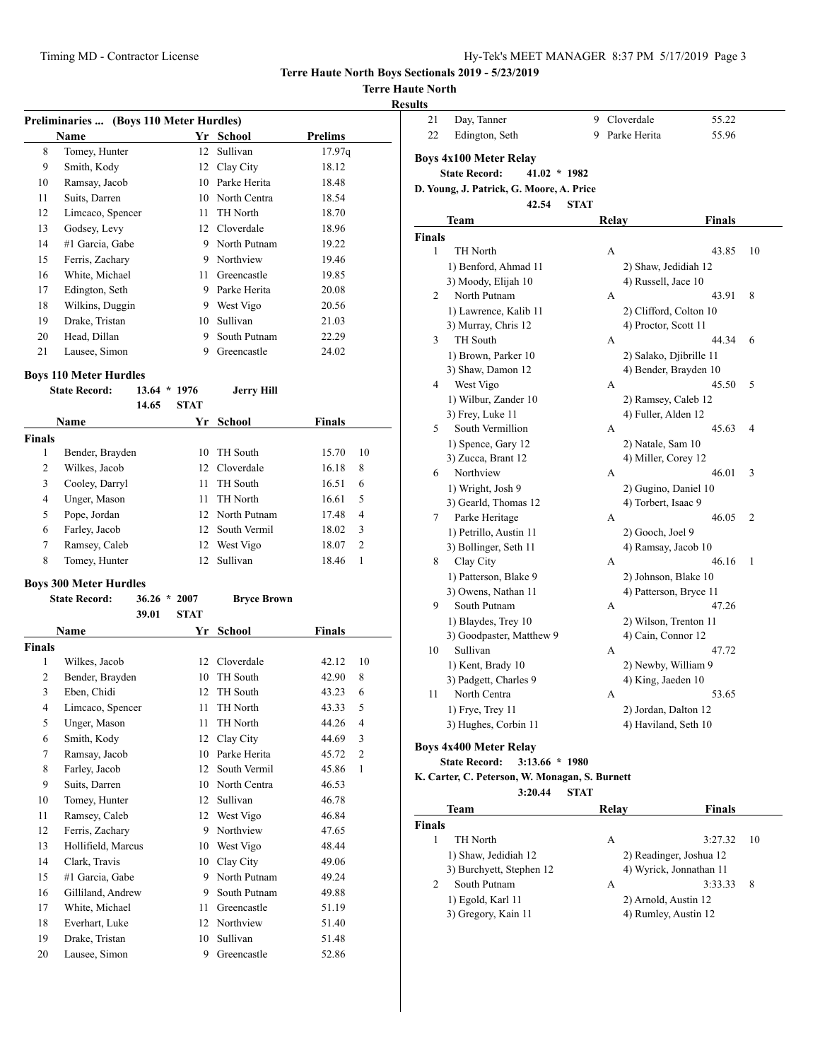**Terre Haute North Boys Sectionals 2019 - 5/23/2019**

**Terre Haute North**

**Results**

### Preliminaries ... (Boys 110 Meter Hurdles)

| | Name | Yr | School | Prelims |
|---|---|---|---|---|
| 8 | Tomey, Hunter | 12 | Sullivan | 17.97q |
| 9 | Smith, Kody | 12 | Clay City | 18.12 |
| 10 | Ramsay, Jacob | 10 | Parke Herita | 18.48 |
| 11 | Suits, Darren | 10 | North Centra | 18.54 |
| 12 | Limcaco, Spencer | 11 | TH North | 18.70 |
| 13 | Godsey, Levy | 12 | Cloverdale | 18.96 |
| 14 | #1 Garcia, Gabe | 9 | North Putnam | 19.22 |
| 15 | Ferris, Zachary | 9 | Northview | 19.46 |
| 16 | White, Michael | 11 | Greencastle | 19.85 |
| 17 | Edington, Seth | 9 | Parke Herita | 20.08 |
| 18 | Wilkins, Duggin | 9 | West Vigo | 20.56 |
| 19 | Drake, Tristan | 10 | Sullivan | 21.03 |
| 20 | Head, Dillan | 9 | South Putnam | 22.29 |
| 21 | Lausee, Simon | 9 | Greencastle | 24.02 |

### Boys 110 Meter Hurdles

State Record: 13.64 * 1976 Jerry Hill
14.65 STAT

| | Name | Yr | School | Finals | |
|---|---|---|---|---|---|
| **Finals** | | | | | |
| 1 | Bender, Brayden | 10 | TH South | 15.70 | 10 |
| 2 | Wilkes, Jacob | 12 | Cloverdale | 16.18 | 8 |
| 3 | Cooley, Darryl | 11 | TH South | 16.51 | 6 |
| 4 | Unger, Mason | 11 | TH North | 16.61 | 5 |
| 5 | Pope, Jordan | 12 | North Putnam | 17.48 | 4 |
| 6 | Farley, Jacob | 12 | South Vermil | 18.02 | 3 |
| 7 | Ramsey, Caleb | 12 | West Vigo | 18.07 | 2 |
| 8 | Tomey, Hunter | 12 | Sullivan | 18.46 | 1 |

### Boys 300 Meter Hurdles

State Record: 36.26 * 2007 Bryce Brown
39.01 STAT

| | Name | Yr | School | Finals | |
|---|---|---|---|---|---|
| **Finals** | | | | | |
| 1 | Wilkes, Jacob | 12 | Cloverdale | 42.12 | 10 |
| 2 | Bender, Brayden | 10 | TH South | 42.90 | 8 |
| 3 | Eben, Chidi | 12 | TH South | 43.23 | 6 |
| 4 | Limcaco, Spencer | 11 | TH North | 43.33 | 5 |
| 5 | Unger, Mason | 11 | TH North | 44.26 | 4 |
| 6 | Smith, Kody | 12 | Clay City | 44.69 | 3 |
| 7 | Ramsay, Jacob | 10 | Parke Herita | 45.72 | 2 |
| 8 | Farley, Jacob | 12 | South Vermil | 45.86 | 1 |
| 9 | Suits, Darren | 10 | North Centra | 46.53 | |
| 10 | Tomey, Hunter | 12 | Sullivan | 46.78 | |
| 11 | Ramsey, Caleb | 12 | West Vigo | 46.84 | |
| 12 | Ferris, Zachary | 9 | Northview | 47.65 | |
| 13 | Hollifield, Marcus | 10 | West Vigo | 48.44 | |
| 14 | Clark, Travis | 10 | Clay City | 49.06 | |
| 15 | #1 Garcia, Gabe | 9 | North Putnam | 49.24 | |
| 16 | Gilliland, Andrew | 9 | South Putnam | 49.88 | |
| 17 | White, Michael | 11 | Greencastle | 51.19 | |
| 18 | Everhart, Luke | 12 | Northview | 51.40 | |
| 19 | Drake, Tristan | 10 | Sullivan | 51.48 | |
| 20 | Lausee, Simon | 9 | Greencastle | 52.86 | |
| 21 | Day, Tanner | 9 | Cloverdale | 55.22 | |
| 22 | Edington, Seth | 9 | Parke Herita | 55.96 | |

### Boys 4x100 Meter Relay

State Record: 41.02 * 1982
D. Young, J. Patrick, G. Moore, A. Price
42.54 STAT

| | Team | Relay | Finals | |
|---|---|---|---|---|
| **Finals** | | | | |
| 1 | TH North | A | 43.85 | 10 |
| | 1) Benford, Ahmad 11 | 2) Shaw, Jedidiah 12 | | |
| | 3) Moody, Elijah 10 | 4) Russell, Jace 10 | | |
| 2 | North Putnam | A | 43.91 | 8 |
| | 1) Lawrence, Kalib 11 | 2) Clifford, Colton 10 | | |
| | 3) Murray, Chris 12 | 4) Proctor, Scott 11 | | |
| 3 | TH South | A | 44.34 | 6 |
| | 1) Brown, Parker 10 | 2) Salako, Djibrille 11 | | |
| | 3) Shaw, Damon 12 | 4) Bender, Brayden 10 | | |
| 4 | West Vigo | A | 45.50 | 5 |
| | 1) Wilbur, Zander 10 | 2) Ramsey, Caleb 12 | | |
| | 3) Frey, Luke 11 | 4) Fuller, Alden 12 | | |
| 5 | South Vermillion | A | 45.63 | 4 |
| | 1) Spence, Gary 12 | 2) Natale, Sam 10 | | |
| | 3) Zucca, Brant 12 | 4) Miller, Corey 12 | | |
| 6 | Northview | A | 46.01 | 3 |
| | 1) Wright, Josh 9 | 2) Gugino, Daniel 10 | | |
| | 3) Gearld, Thomas 12 | 4) Torbert, Isaac 9 | | |
| 7 | Parke Heritage | A | 46.05 | 2 |
| | 1) Petrillo, Austin 11 | 2) Gooch, Joel 9 | | |
| | 3) Bollinger, Seth 11 | 4) Ramsay, Jacob 10 | | |
| 8 | Clay City | A | 46.16 | 1 |
| | 1) Patterson, Blake 9 | 2) Johnson, Blake 10 | | |
| | 3) Owens, Nathan 11 | 4) Patterson, Bryce 11 | | |
| 9 | South Putnam | A | 47.26 | |
| | 1) Blaydes, Trey 10 | 2) Wilson, Trenton 11 | | |
| | 3) Goodpaster, Matthew 9 | 4) Cain, Connor 12 | | |
| 10 | Sullivan | A | 47.72 | |
| | 1) Kent, Brady 10 | 2) Newby, William 9 | | |
| | 3) Padgett, Charles 9 | 4) King, Jaeden 10 | | |
| 11 | North Centra | A | 53.65 | |
| | 1) Frye, Trey 11 | 2) Jordan, Dalton 12 | | |
| | 3) Hughes, Corbin 11 | 4) Haviland, Seth 10 | | |

### Boys 4x400 Meter Relay

State Record: 3:13.66 * 1980
K. Carter, C. Peterson, W. Monagan, S. Burnett
3:20.44 STAT

| | Team | Relay | Finals | |
|---|---|---|---|---|
| **Finals** | | | | |
| 1 | TH North | A | 3:27.32 | 10 |
| | 1) Shaw, Jedidiah 12 | 2) Readinger, Joshua 12 | | |
| | 3) Burchyett, Stephen 12 | 4) Wyrick, Jonnathan 11 | | |
| 2 | South Putnam | A | 3:33.33 | 8 |
| | 1) Egold, Karl 11 | 2) Arnold, Austin 12 | | |
| | 3) Gregory, Kain 11 | 4) Rumley, Austin 12 | | |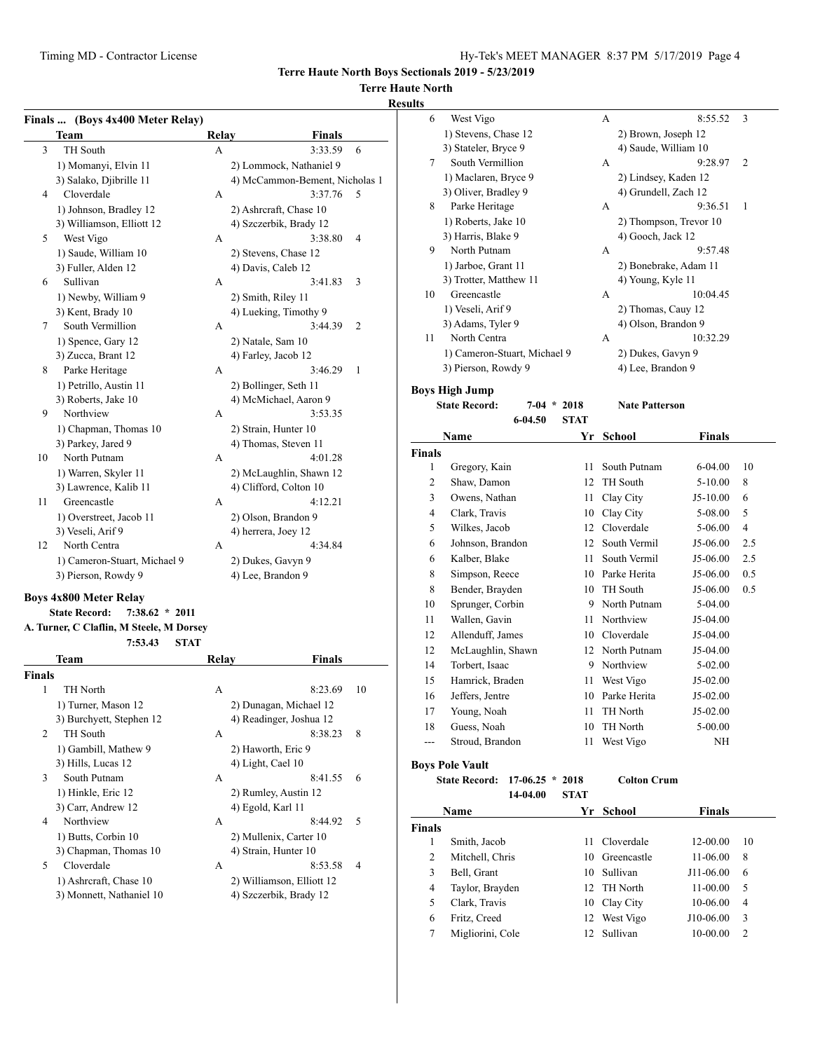Terre Haute North Boys Sectionals 2019 - 5/23/2019

Terre Haute North

Results

## Finals ... (Boys 4x400 Meter Relay)

| | Team | Relay | Finals | |
|---|---|---|---|---|
| 3 | TH South | A | 3:33.59 | 6 |
| | 1) Momanyi, Elvin 11 | 2) Lommock, Nathaniel 9 | | |
| | 3) Salako, Djibrille 11 | 4) McCammon-Bement, Nicholas 1 | | |
| 4 | Cloverdale | A | 3:37.76 | 5 |
| | 1) Johnson, Bradley 12 | 2) Ashrcraft, Chase 10 | | |
| | 3) Williamson, Elliott 12 | 4) Szczerbik, Brady 12 | | |
| 5 | West Vigo | A | 3:38.80 | 4 |
| | 1) Saude, William 10 | 2) Stevens, Chase 12 | | |
| | 3) Fuller, Alden 12 | 4) Davis, Caleb 12 | | |
| 6 | Sullivan | A | 3:41.83 | 3 |
| | 1) Newby, William 9 | 2) Smith, Riley 11 | | |
| | 3) Kent, Brady 10 | 4) Lueking, Timothy 9 | | |
| 7 | South Vermillion | A | 3:44.39 | 2 |
| | 1) Spence, Gary 12 | 2) Natale, Sam 10 | | |
| | 3) Zucca, Brant 12 | 4) Farley, Jacob 12 | | |
| 8 | Parke Heritage | A | 3:46.29 | 1 |
| | 1) Petrillo, Austin 11 | 2) Bollinger, Seth 11 | | |
| | 3) Roberts, Jake 10 | 4) McMichael, Aaron 9 | | |
| 9 | Northview | A | 3:53.35 | |
| | 1) Chapman, Thomas 10 | 2) Strain, Hunter 10 | | |
| | 3) Parkey, Jared 9 | 4) Thomas, Steven 11 | | |
| 10 | North Putnam | A | 4:01.28 | |
| | 1) Warren, Skyler 11 | 2) McLaughlin, Shawn 12 | | |
| | 3) Lawrence, Kalib 11 | 4) Clifford, Colton 10 | | |
| 11 | Greencastle | A | 4:12.21 | |
| | 1) Overstreet, Jacob 11 | 2) Olson, Brandon 9 | | |
| | 3) Veseli, Arif 9 | 4) herrera, Joey 12 | | |
| 12 | North Centra | A | 4:34.84 | |
| | 1) Cameron-Stuart, Michael 9 | 2) Dukes, Gavyn 9 | | |
| | 3) Pierson, Rowdy 9 | 4) Lee, Brandon 9 | | |

## Boys 4x800 Meter Relay

State Record: 7:38.62 * 2011 A. Turner, C Claflin, M Steele, M Dorsey

7:53.43 STAT

| | Team | Relay | Finals | |
|---|---|---|---|---|
| **Finals** | | | | |
| 1 | TH North | A | 8:23.69 | 10 |
| | 1) Turner, Mason 12 | 2) Dunagan, Michael 12 | | |
| | 3) Burchyett, Stephen 12 | 4) Readinger, Joshua 12 | | |
| 2 | TH South | A | 8:38.23 | 8 |
| | 1) Gambill, Mathew 9 | 2) Haworth, Eric 9 | | |
| | 3) Hills, Lucas 12 | 4) Light, Cael 10 | | |
| 3 | South Putnam | A | 8:41.55 | 6 |
| | 1) Hinkle, Eric 12 | 2) Rumley, Austin 12 | | |
| | 3) Carr, Andrew 12 | 4) Egold, Karl 11 | | |
| 4 | Northview | A | 8:44.92 | 5 |
| | 1) Butts, Corbin 10 | 2) Mullenix, Carter 10 | | |
| | 3) Chapman, Thomas 10 | 4) Strain, Hunter 10 | | |
| 5 | Cloverdale | A | 8:53.58 | 4 |
| | 1) Ashrcraft, Chase 10 | 2) Williamson, Elliott 12 | | |
| | 3) Monnett, Nathaniel 10 | 4) Szczerbik, Brady 12 | | |
| 6 | West Vigo | A | 8:55.52 | 3 |
| | 1) Stevens, Chase 12 | 2) Brown, Joseph 12 | | |
| | 3) Stateler, Bryce 9 | 4) Saude, William 10 | | |
| 7 | South Vermillion | A | 9:28.97 | 2 |
| | 1) Maclaren, Bryce 9 | 2) Lindsey, Kaden 12 | | |
| | 3) Oliver, Bradley 9 | 4) Grundell, Zach 12 | | |
| 8 | Parke Heritage | A | 9:36.51 | 1 |
| | 1) Roberts, Jake 10 | 2) Thompson, Trevor 10 | | |
| | 3) Harris, Blake 9 | 4) Gooch, Jack 12 | | |
| 9 | North Putnam | A | 9:57.48 | |
| | 1) Jarboe, Grant 11 | 2) Bonebrake, Adam 11 | | |
| | 3) Trotter, Matthew 11 | 4) Young, Kyle 11 | | |
| 10 | Greencastle | A | 10:04.45 | |
| | 1) Veseli, Arif 9 | 2) Thomas, Cauy 12 | | |
| | 3) Adams, Tyler 9 | 4) Olson, Brandon 9 | | |
| 11 | North Centra | A | 10:32.29 | |
| | 1) Cameron-Stuart, Michael 9 | 2) Dukes, Gavyn 9 | | |
| | 3) Pierson, Rowdy 9 | 4) Lee, Brandon 9 | | |

## Boys High Jump

State Record: 7-04 * 2018 Nate Patterson

6-04.50 STAT

| | Name | Yr | School | Finals | |
|---|---|---|---|---|---|
| **Finals** | | | | | |
| 1 | Gregory, Kain | 11 | South Putnam | 6-04.00 | 10 |
| 2 | Shaw, Damon | 12 | TH South | 5-10.00 | 8 |
| 3 | Owens, Nathan | 11 | Clay City | J5-10.00 | 6 |
| 4 | Clark, Travis | 10 | Clay City | 5-08.00 | 5 |
| 5 | Wilkes, Jacob | 12 | Cloverdale | 5-06.00 | 4 |
| 6 | Johnson, Brandon | 12 | South Vermil | J5-06.00 | 2.5 |
| 6 | Kalber, Blake | 11 | South Vermil | J5-06.00 | 2.5 |
| 8 | Simpson, Reece | 10 | Parke Herita | J5-06.00 | 0.5 |
| 8 | Bender, Brayden | 10 | TH South | J5-06.00 | 0.5 |
| 10 | Sprunger, Corbin | 9 | North Putnam | 5-04.00 | |
| 11 | Wallen, Gavin | 11 | Northview | J5-04.00 | |
| 12 | Allenduff, James | 10 | Cloverdale | J5-04.00 | |
| 12 | McLaughlin, Shawn | 12 | North Putnam | J5-04.00 | |
| 14 | Torbert, Isaac | 9 | Northview | 5-02.00 | |
| 15 | Hamrick, Braden | 11 | West Vigo | J5-02.00 | |
| 16 | Jeffers, Jentre | 10 | Parke Herita | J5-02.00 | |
| 17 | Young, Noah | 11 | TH North | J5-02.00 | |
| 18 | Guess, Noah | 10 | TH North | 5-00.00 | |
| --- | Stroud, Brandon | 11 | West Vigo | NH | |

## Boys Pole Vault

State Record: 17-06.25 * 2018 Colton Crum

14-04.00 STAT

| | Name | Yr | School | Finals | |
|---|---|---|---|---|---|
| **Finals** | | | | | |
| 1 | Smith, Jacob | 11 | Cloverdale | 12-00.00 | 10 |
| 2 | Mitchell, Chris | 10 | Greencastle | 11-06.00 | 8 |
| 3 | Bell, Grant | 10 | Sullivan | J11-06.00 | 6 |
| 4 | Taylor, Brayden | 12 | TH North | 11-00.00 | 5 |
| 5 | Clark, Travis | 10 | Clay City | 10-06.00 | 4 |
| 6 | Fritz, Creed | 12 | West Vigo | J10-06.00 | 3 |
| 7 | Migliorini, Cole | 12 | Sullivan | 10-00.00 | 2 |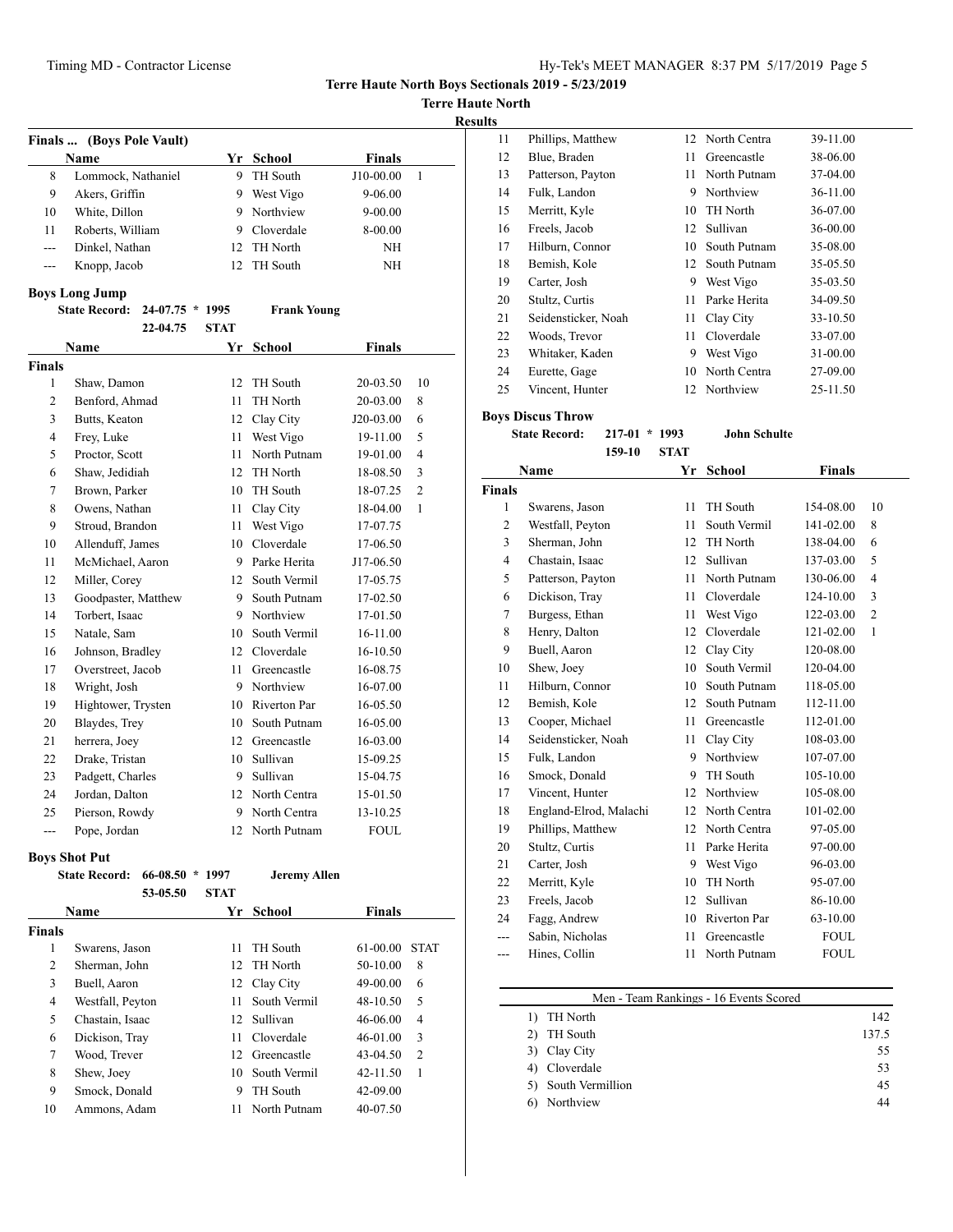**Terre Haute North Boys Sectionals 2019 - 5/23/2019**

**Terre Haute North**

**Results**

### Finals ... (Boys Pole Vault)

| | Name | Yr | School | Finals | |
|---|---|---|---|---|---|
| 8 | Lommock, Nathaniel | 9 | TH South | J10-00.00 | 1 |
| 9 | Akers, Griffin | 9 | West Vigo | 9-06.00 | |
| 10 | White, Dillon | 9 | Northview | 9-00.00 | |
| 11 | Roberts, William | 9 | Cloverdale | 8-00.00 | |
| --- | Dinkel, Nathan | 12 | TH North | NH | |
| --- | Knopp, Jacob | 12 | TH South | NH | |

### Boys Long Jump

State Record: 24-07.75 * 1995 Frank Young
22-04.75 STAT

| | Name | Yr | School | Finals | |
|---|---|---|---|---|---|
| **Finals** | | | | | |
| 1 | Shaw, Damon | 12 | TH South | 20-03.50 | 10 |
| 2 | Benford, Ahmad | 11 | TH North | 20-03.00 | 8 |
| 3 | Butts, Keaton | 12 | Clay City | J20-03.00 | 6 |
| 4 | Frey, Luke | 11 | West Vigo | 19-11.00 | 5 |
| 5 | Proctor, Scott | 11 | North Putnam | 19-01.00 | 4 |
| 6 | Shaw, Jedidiah | 12 | TH North | 18-08.50 | 3 |
| 7 | Brown, Parker | 10 | TH South | 18-07.25 | 2 |
| 8 | Owens, Nathan | 11 | Clay City | 18-04.00 | 1 |
| 9 | Stroud, Brandon | 11 | West Vigo | 17-07.75 | |
| 10 | Allenduff, James | 10 | Cloverdale | 17-06.50 | |
| 11 | McMichael, Aaron | 9 | Parke Herita | J17-06.50 | |
| 12 | Miller, Corey | 12 | South Vermil | 17-05.75 | |
| 13 | Goodpaster, Matthew | 9 | South Putnam | 17-02.50 | |
| 14 | Torbert, Isaac | 9 | Northview | 17-01.50 | |
| 15 | Natale, Sam | 10 | South Vermil | 16-11.00 | |
| 16 | Johnson, Bradley | 12 | Cloverdale | 16-10.50 | |
| 17 | Overstreet, Jacob | 11 | Greencastle | 16-08.75 | |
| 18 | Wright, Josh | 9 | Northview | 16-07.00 | |
| 19 | Hightower, Trysten | 10 | Riverton Par | 16-05.50 | |
| 20 | Blaydes, Trey | 10 | South Putnam | 16-05.00 | |
| 21 | herrera, Joey | 12 | Greencastle | 16-03.00 | |
| 22 | Drake, Tristan | 10 | Sullivan | 15-09.25 | |
| 23 | Padgett, Charles | 9 | Sullivan | 15-04.75 | |
| 24 | Jordan, Dalton | 12 | North Centra | 15-01.50 | |
| 25 | Pierson, Rowdy | 9 | North Centra | 13-10.25 | |
| --- | Pope, Jordan | 12 | North Putnam | FOUL | |

### Boys Shot Put

State Record: 66-08.50 * 1997 Jeremy Allen
53-05.50 STAT

| | Name | Yr | School | Finals | |
|---|---|---|---|---|---|
| **Finals** | | | | | |
| 1 | Swarens, Jason | 11 | TH South | 61-00.00 | STAT |
| 2 | Sherman, John | 12 | TH North | 50-10.00 | 8 |
| 3 | Buell, Aaron | 12 | Clay City | 49-00.00 | 6 |
| 4 | Westfall, Peyton | 11 | South Vermil | 48-10.50 | 5 |
| 5 | Chastain, Isaac | 12 | Sullivan | 46-06.00 | 4 |
| 6 | Dickison, Tray | 11 | Cloverdale | 46-01.00 | 3 |
| 7 | Wood, Trever | 12 | Greencastle | 43-04.50 | 2 |
| 8 | Shew, Joey | 10 | South Vermil | 42-11.50 | 1 |
| 9 | Smock, Donald | 9 | TH South | 42-09.00 | |
| 10 | Ammons, Adam | 11 | North Putnam | 40-07.50 | |
| 11 | Phillips, Matthew | 12 | North Centra | 39-11.00 | |
| 12 | Blue, Braden | 11 | Greencastle | 38-06.00 | |
| 13 | Patterson, Payton | 11 | North Putnam | 37-04.00 | |
| 14 | Fulk, Landon | 9 | Northview | 36-11.00 | |
| 15 | Merritt, Kyle | 10 | TH North | 36-07.00 | |
| 16 | Freels, Jacob | 12 | Sullivan | 36-00.00 | |
| 17 | Hilburn, Connor | 10 | South Putnam | 35-08.00 | |
| 18 | Bemish, Kole | 12 | South Putnam | 35-05.50 | |
| 19 | Carter, Josh | 9 | West Vigo | 35-03.50 | |
| 20 | Stultz, Curtis | 11 | Parke Herita | 34-09.50 | |
| 21 | Seidensticker, Noah | 11 | Clay City | 33-10.50 | |
| 22 | Woods, Trevor | 11 | Cloverdale | 33-07.00 | |
| 23 | Whitaker, Kaden | 9 | West Vigo | 31-00.00 | |
| 24 | Eurette, Gage | 10 | North Centra | 27-09.00 | |
| 25 | Vincent, Hunter | 12 | Northview | 25-11.50 | |

### Boys Discus Throw

State Record: 217-01 * 1993 John Schulte
159-10 STAT

| | Name | Yr | School | Finals | |
|---|---|---|---|---|---|
| **Finals** | | | | | |
| 1 | Swarens, Jason | 11 | TH South | 154-08.00 | 10 |
| 2 | Westfall, Peyton | 11 | South Vermil | 141-02.00 | 8 |
| 3 | Sherman, John | 12 | TH North | 138-04.00 | 6 |
| 4 | Chastain, Isaac | 12 | Sullivan | 137-03.00 | 5 |
| 5 | Patterson, Payton | 11 | North Putnam | 130-06.00 | 4 |
| 6 | Dickison, Tray | 11 | Cloverdale | 124-10.00 | 3 |
| 7 | Burgess, Ethan | 11 | West Vigo | 122-03.00 | 2 |
| 8 | Henry, Dalton | 12 | Cloverdale | 121-02.00 | 1 |
| 9 | Buell, Aaron | 12 | Clay City | 120-08.00 | |
| 10 | Shew, Joey | 10 | South Vermil | 120-04.00 | |
| 11 | Hilburn, Connor | 10 | South Putnam | 118-05.00 | |
| 12 | Bemish, Kole | 12 | South Putnam | 112-11.00 | |
| 13 | Cooper, Michael | 11 | Greencastle | 112-01.00 | |
| 14 | Seidensticker, Noah | 11 | Clay City | 108-03.00 | |
| 15 | Fulk, Landon | 9 | Northview | 107-07.00 | |
| 16 | Smock, Donald | 9 | TH South | 105-10.00 | |
| 17 | Vincent, Hunter | 12 | Northview | 105-08.00 | |
| 18 | England-Elrod, Malachi | 12 | North Centra | 101-02.00 | |
| 19 | Phillips, Matthew | 12 | North Centra | 97-05.00 | |
| 20 | Stultz, Curtis | 11 | Parke Herita | 97-00.00 | |
| 21 | Carter, Josh | 9 | West Vigo | 96-03.00 | |
| 22 | Merritt, Kyle | 10 | TH North | 95-07.00 | |
| 23 | Freels, Jacob | 12 | Sullivan | 86-10.00 | |
| 24 | Fagg, Andrew | 10 | Riverton Par | 63-10.00 | |
| --- | Sabin, Nicholas | 11 | Greencastle | FOUL | |
| --- | Hines, Collin | 11 | North Putnam | FOUL | |

### Men - Team Rankings - 16 Events Scored

| | Team | Points |
|---|---|---|
| 1) | TH North | 142 |
| 2) | TH South | 137.5 |
| 3) | Clay City | 55 |
| 4) | Cloverdale | 53 |
| 5) | South Vermillion | 45 |
| 6) | Northview | 44 |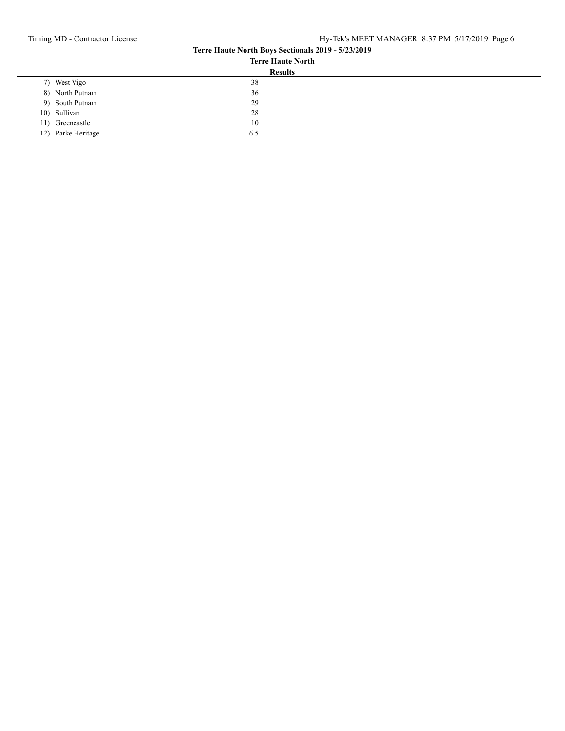| | | |
|---|---|---|
| 7) | West Vigo | 38 |
| 8) | North Putnam | 36 |
| 9) | South Putnam | 29 |
| 10) | Sullivan | 28 |
| 11) | Greencastle | 10 |
| 12) | Parke Heritage | 6.5 |